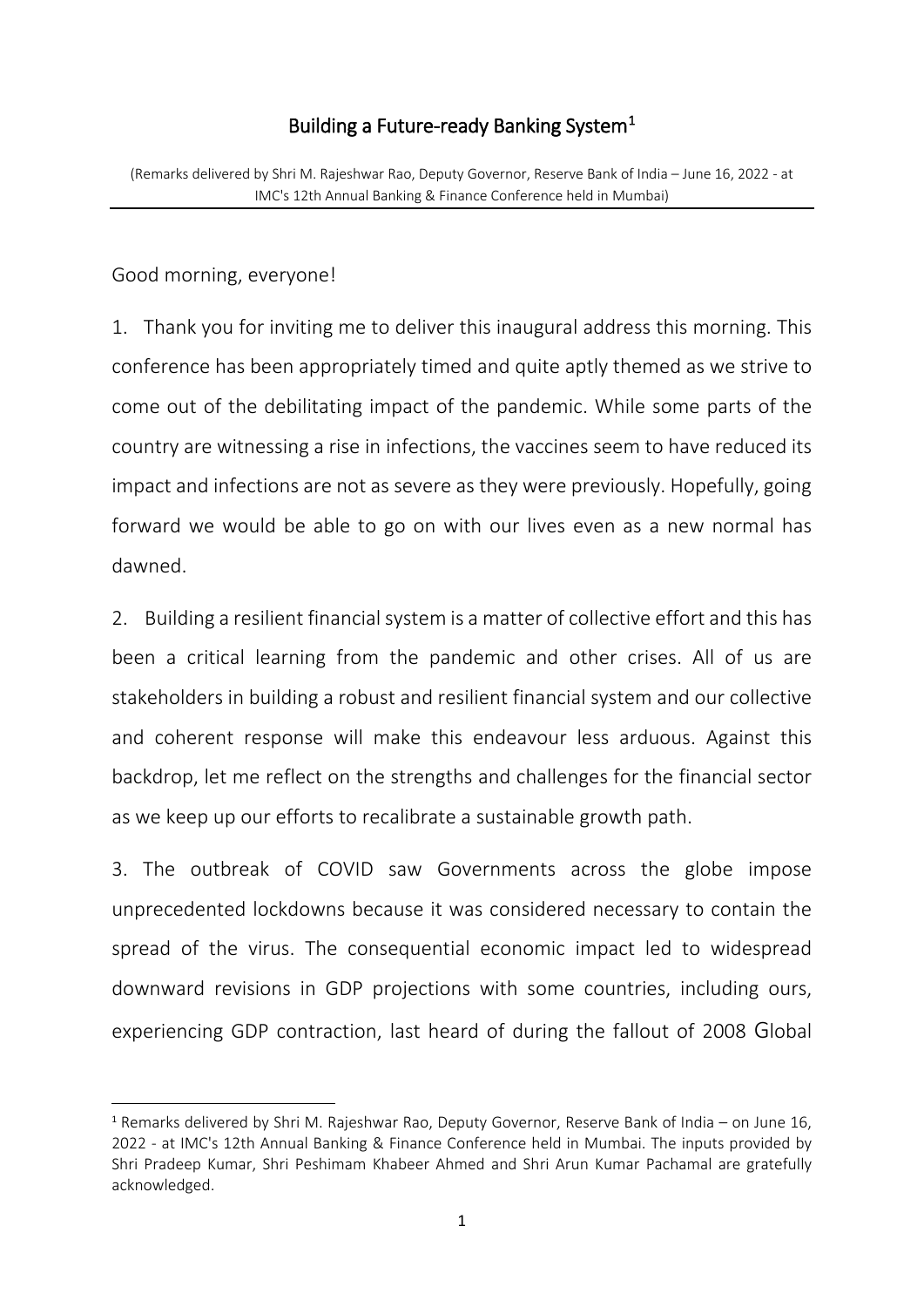# Building a Future-ready Banking System[1]

(Remarks delivered by Shri M. Rajeshwar Rao, Deputy Governor, Reserve Bank of India – June 16, 2022 - at IMC's 12th Annual Banking & Finance Conference held in Mumbai)

Good morning, everyone!

1. Thank you for inviting me to deliver this inaugural address this morning. This conference has been appropriately timed and quite aptly themed as we strive to come out of the debilitating impact of the pandemic. While some parts of the country are witnessing a rise in infections, the vaccines seem to have reduced its impact and infections are not as severe as they were previously. Hopefully, going forward we would be able to go on with our lives even as a new normal has dawned.

2. Building a resilient financial system is a matter of collective effort and this has been a critical learning from the pandemic and other crises. All of us are stakeholders in building a robust and resilient financial system and our collective and coherent response will make this endeavour less arduous. Against this backdrop, let me reflect on the strengths and challenges for the financial sector as we keep up our efforts to recalibrate a sustainable growth path.

3. The outbreak of COVID saw Governments across the globe impose unprecedented lockdowns because it was considered necessary to contain the spread of the virus. The consequential economic impact led to widespread downward revisions in GDP projections with some countries, including ours, experiencing GDP contraction, last heard of during the fallout of 2008 Global

---

[1] Remarks delivered by Shri M. Rajeshwar Rao, Deputy Governor, Reserve Bank of India – on June 16, 2022 - at IMC's 12th Annual Banking & Finance Conference held in Mumbai. The inputs provided by Shri Pradeep Kumar, Shri Peshimam Khabeer Ahmed and Shri Arun Kumar Pachamal are gratefully acknowledged.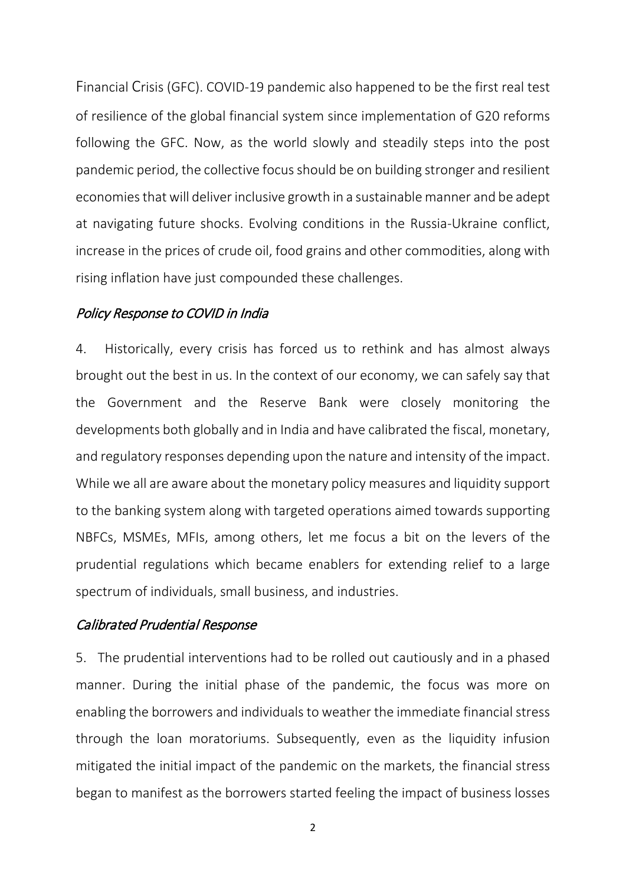Financial Crisis (GFC). COVID-19 pandemic also happened to be the first real test of resilience of the global financial system since implementation of G20 reforms following the GFC. Now, as the world slowly and steadily steps into the post pandemic period, the collective focus should be on building stronger and resilient economies that will deliver inclusive growth in a sustainable manner and be adept at navigating future shocks. Evolving conditions in the Russia-Ukraine conflict, increase in the prices of crude oil, food grains and other commodities, along with rising inflation have just compounded these challenges.

*Policy Response to COVID in India*

4. Historically, every crisis has forced us to rethink and has almost always brought out the best in us. In the context of our economy, we can safely say that the Government and the Reserve Bank were closely monitoring the developments both globally and in India and have calibrated the fiscal, monetary, and regulatory responses depending upon the nature and intensity of the impact. While we all are aware about the monetary policy measures and liquidity support to the banking system along with targeted operations aimed towards supporting NBFCs, MSMEs, MFIs, among others, let me focus a bit on the levers of the prudential regulations which became enablers for extending relief to a large spectrum of individuals, small business, and industries.

*Calibrated Prudential Response*

5. The prudential interventions had to be rolled out cautiously and in a phased manner. During the initial phase of the pandemic, the focus was more on enabling the borrowers and individuals to weather the immediate financial stress through the loan moratoriums. Subsequently, even as the liquidity infusion mitigated the initial impact of the pandemic on the markets, the financial stress began to manifest as the borrowers started feeling the impact of business losses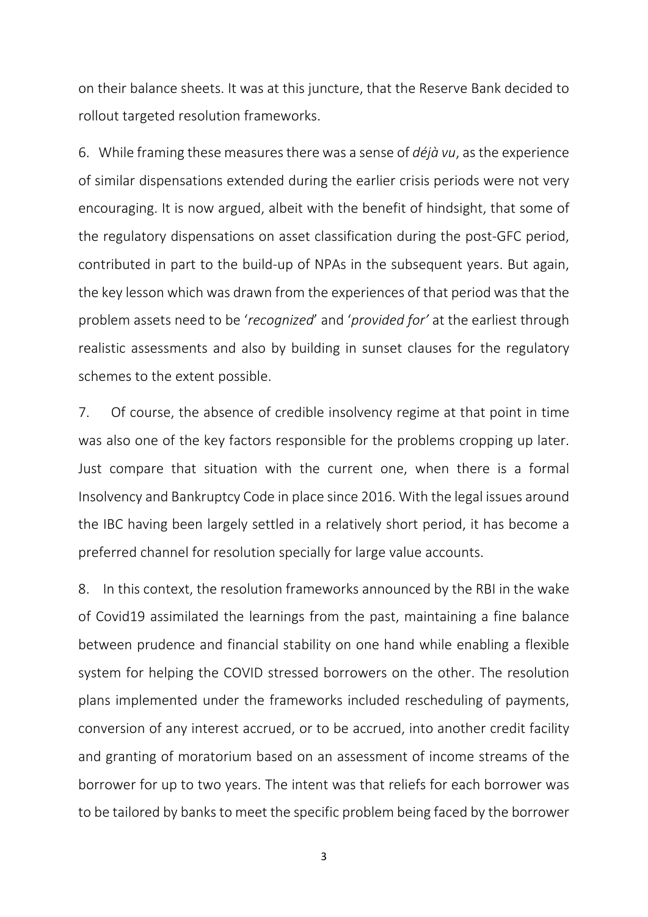on their balance sheets. It was at this juncture, that the Reserve Bank decided to rollout targeted resolution frameworks.

6. While framing these measures there was a sense of *déjà vu*, as the experience of similar dispensations extended during the earlier crisis periods were not very encouraging. It is now argued, albeit with the benefit of hindsight, that some of the regulatory dispensations on asset classification during the post-GFC period, contributed in part to the build-up of NPAs in the subsequent years. But again, the key lesson which was drawn from the experiences of that period was that the problem assets need to be '*recognized*' and '*provided for'* at the earliest through realistic assessments and also by building in sunset clauses for the regulatory schemes to the extent possible.

7. Of course, the absence of credible insolvency regime at that point in time was also one of the key factors responsible for the problems cropping up later. Just compare that situation with the current one, when there is a formal Insolvency and Bankruptcy Code in place since 2016. With the legal issues around the IBC having been largely settled in a relatively short period, it has become a preferred channel for resolution specially for large value accounts.

8. In this context, the resolution frameworks announced by the RBI in the wake of Covid19 assimilated the learnings from the past, maintaining a fine balance between prudence and financial stability on one hand while enabling a flexible system for helping the COVID stressed borrowers on the other. The resolution plans implemented under the frameworks included rescheduling of payments, conversion of any interest accrued, or to be accrued, into another credit facility and granting of moratorium based on an assessment of income streams of the borrower for up to two years. The intent was that reliefs for each borrower was to be tailored by banks to meet the specific problem being faced by the borrower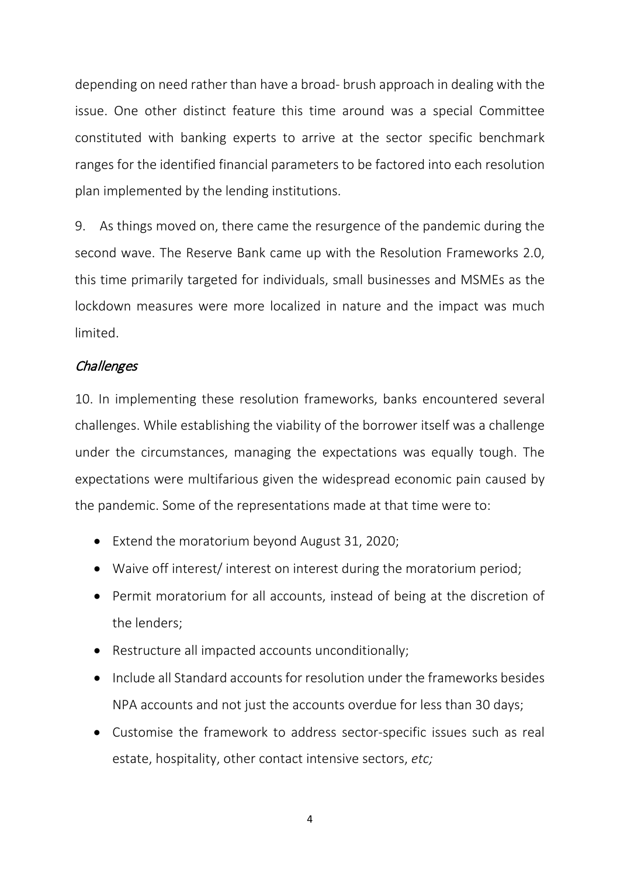depending on need rather than have a broad- brush approach in dealing with the issue. One other distinct feature this time around was a special Committee constituted with banking experts to arrive at the sector specific benchmark ranges for the identified financial parameters to be factored into each resolution plan implemented by the lending institutions.

9. As things moved on, there came the resurgence of the pandemic during the second wave. The Reserve Bank came up with the Resolution Frameworks 2.0, this time primarily targeted for individuals, small businesses and MSMEs as the lockdown measures were more localized in nature and the impact was much limited.

### *Challenges*

10. In implementing these resolution frameworks, banks encountered several challenges. While establishing the viability of the borrower itself was a challenge under the circumstances, managing the expectations was equally tough. The expectations were multifarious given the widespread economic pain caused by the pandemic. Some of the representations made at that time were to:

- Extend the moratorium beyond August 31, 2020;
- Waive off interest/ interest on interest during the moratorium period;
- Permit moratorium for all accounts, instead of being at the discretion of the lenders;
- Restructure all impacted accounts unconditionally;
- Include all Standard accounts for resolution under the frameworks besides NPA accounts and not just the accounts overdue for less than 30 days;
- Customise the framework to address sector-specific issues such as real estate, hospitality, other contact intensive sectors, *etc;*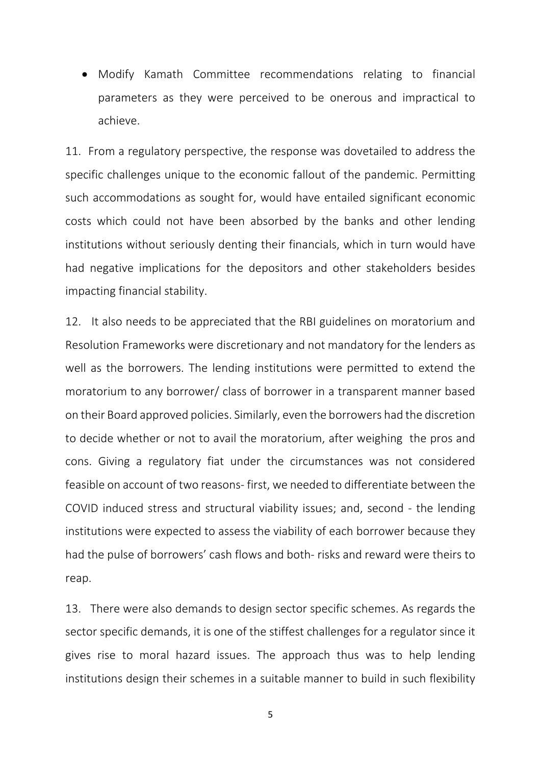- Modify Kamath Committee recommendations relating to financial parameters as they were perceived to be onerous and impractical to achieve.

11. From a regulatory perspective, the response was dovetailed to address the specific challenges unique to the economic fallout of the pandemic. Permitting such accommodations as sought for, would have entailed significant economic costs which could not have been absorbed by the banks and other lending institutions without seriously denting their financials, which in turn would have had negative implications for the depositors and other stakeholders besides impacting financial stability.

12. It also needs to be appreciated that the RBI guidelines on moratorium and Resolution Frameworks were discretionary and not mandatory for the lenders as well as the borrowers. The lending institutions were permitted to extend the moratorium to any borrower/ class of borrower in a transparent manner based on their Board approved policies. Similarly, even the borrowers had the discretion to decide whether or not to avail the moratorium, after weighing the pros and cons. Giving a regulatory fiat under the circumstances was not considered feasible on account of two reasons- first, we needed to differentiate between the COVID induced stress and structural viability issues; and, second - the lending institutions were expected to assess the viability of each borrower because they had the pulse of borrowers' cash flows and both- risks and reward were theirs to reap.

13. There were also demands to design sector specific schemes. As regards the sector specific demands, it is one of the stiffest challenges for a regulator since it gives rise to moral hazard issues. The approach thus was to help lending institutions design their schemes in a suitable manner to build in such flexibility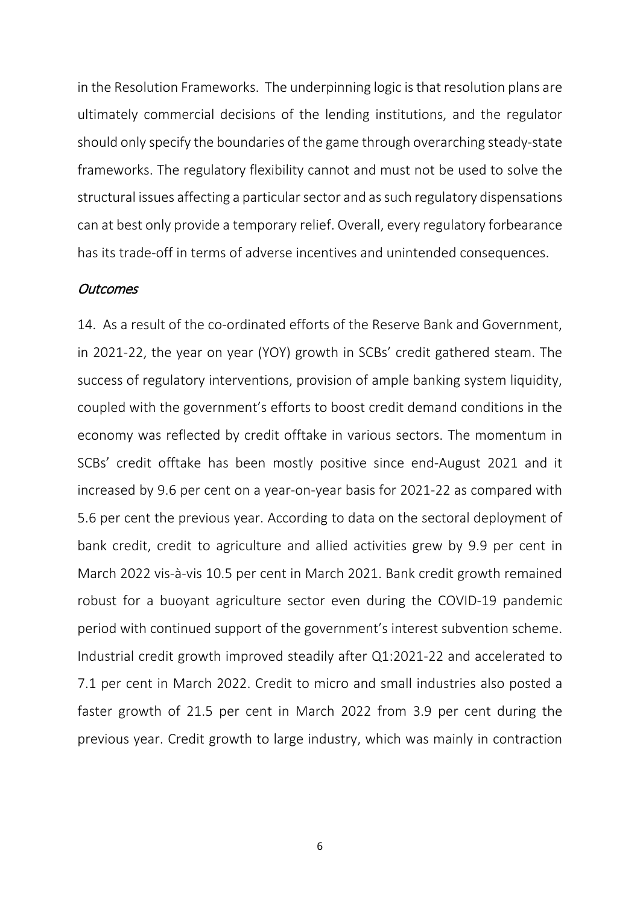in the Resolution Frameworks. The underpinning logic is that resolution plans are ultimately commercial decisions of the lending institutions, and the regulator should only specify the boundaries of the game through overarching steady-state frameworks. The regulatory flexibility cannot and must not be used to solve the structural issues affecting a particular sector and as such regulatory dispensations can at best only provide a temporary relief. Overall, every regulatory forbearance has its trade-off in terms of adverse incentives and unintended consequences.

### *Outcomes*

14. As a result of the co-ordinated efforts of the Reserve Bank and Government, in 2021-22, the year on year (YOY) growth in SCBs' credit gathered steam. The success of regulatory interventions, provision of ample banking system liquidity, coupled with the government's efforts to boost credit demand conditions in the economy was reflected by credit offtake in various sectors. The momentum in SCBs' credit offtake has been mostly positive since end-August 2021 and it increased by 9.6 per cent on a year-on-year basis for 2021-22 as compared with 5.6 per cent the previous year. According to data on the sectoral deployment of bank credit, credit to agriculture and allied activities grew by 9.9 per cent in March 2022 vis-à-vis 10.5 per cent in March 2021. Bank credit growth remained robust for a buoyant agriculture sector even during the COVID-19 pandemic period with continued support of the government's interest subvention scheme. Industrial credit growth improved steadily after Q1:2021-22 and accelerated to 7.1 per cent in March 2022. Credit to micro and small industries also posted a faster growth of 21.5 per cent in March 2022 from 3.9 per cent during the previous year. Credit growth to large industry, which was mainly in contraction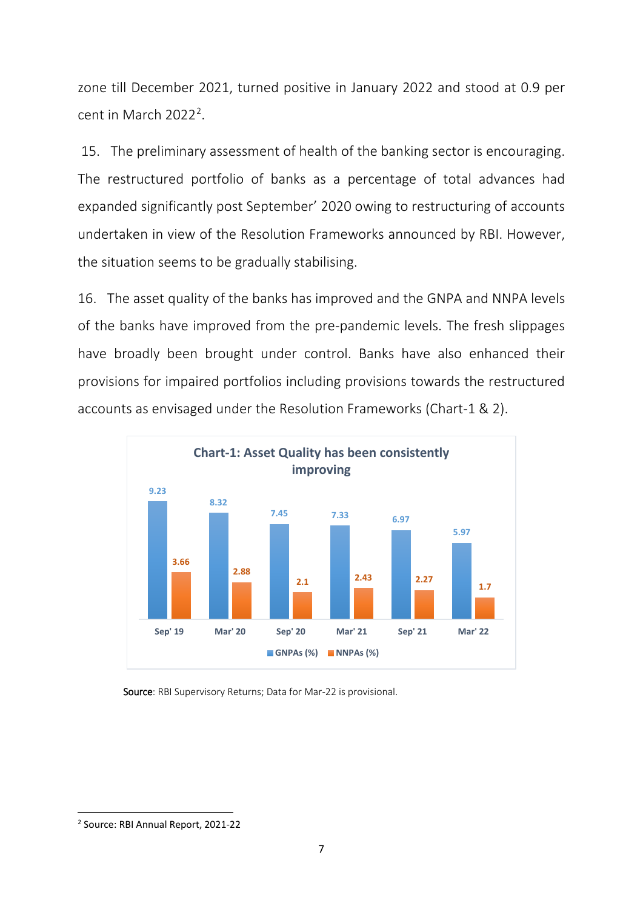zone till December 2021, turned positive in January 2022 and stood at 0.9 per cent in March 2022[2].

15. The preliminary assessment of health of the banking sector is encouraging. The restructured portfolio of banks as a percentage of total advances had expanded significantly post September' 2020 owing to restructuring of accounts undertaken in view of the Resolution Frameworks announced by RBI. However, the situation seems to be gradually stabilising.

16. The asset quality of the banks has improved and the GNPA and NNPA levels of the banks have improved from the pre-pandemic levels. The fresh slippages have broadly been brought under control. Banks have also enhanced their provisions for impaired portfolios including provisions towards the restructured accounts as envisaged under the Resolution Frameworks (Chart-1 & 2).

**Chart-1: Asset Quality has been consistently improving**

| | Sep' 19 | Mar' 20 | Sep' 20 | Mar' 21 | Sep' 21 | Mar' 22 |
|---|---|---|---|---|---|---|
| GNPAs (%) | 9.23 | 8.32 | 7.45 | 7.33 | 6.97 | 5.97 |
| NNPAs (%) | 3.66 | 2.88 | 2.1 | 2.43 | 2.27 | 1.7 |

**Source**: RBI Supervisory Returns; Data for Mar-22 is provisional.

[2] Source: RBI Annual Report, 2021-22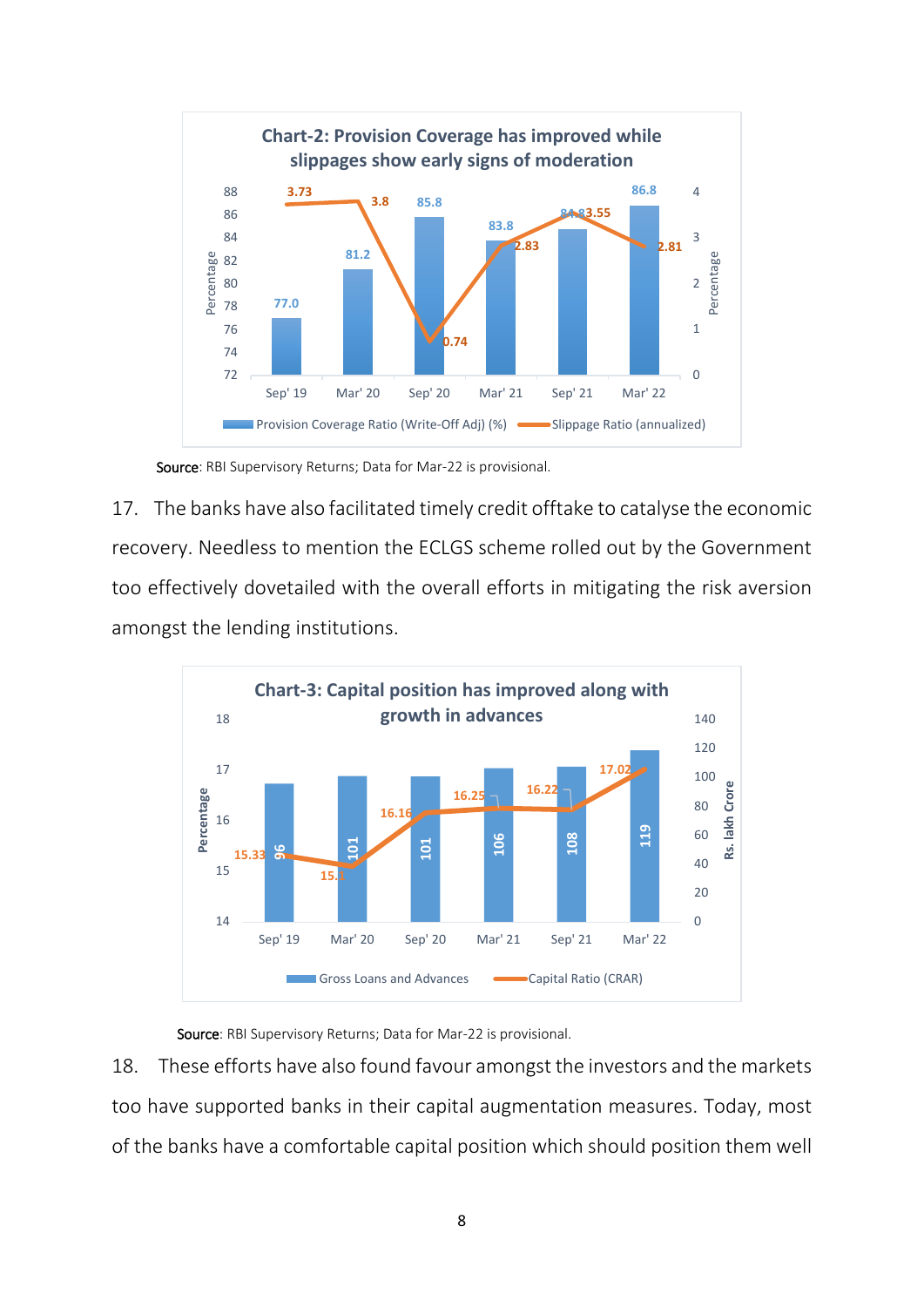**Chart-2: Provision Coverage has improved while slippages show early signs of moderation**

| | Sep' 19 | Mar' 20 | Sep' 20 | Mar' 21 | Sep' 21 | Mar' 22 |
|---|---|---|---|---|---|---|
| Provision Coverage Ratio (Write-Off Adj) (%) | 77.0 | 81.2 | 85.8 | 83.8 | 84.8 | 86.8 |
| Slippage Ratio (annualized) | 3.73 | 3.8 | 0.74 | 2.83 | 3.55 | 2.81 |

Source: RBI Supervisory Returns; Data for Mar-22 is provisional.

17. The banks have also facilitated timely credit offtake to catalyse the economic recovery. Needless to mention the ECLGS scheme rolled out by the Government too effectively dovetailed with the overall efforts in mitigating the risk aversion amongst the lending institutions.

**Chart-3: Capital position has improved along with growth in advances**

| | Sep' 19 | Mar' 20 | Sep' 20 | Mar' 21 | Sep' 21 | Mar' 22 |
|---|---|---|---|---|---|---|
| Gross Loans and Advances (Rs. lakh Crore) | 96 | 101 | 101 | 106 | 108 | 119 |
| Capital Ratio (CRAR) (Percentage) | 15.33 | 15.1 | 16.16 | 16.25 | 16.22 | 17.02 |

Source: RBI Supervisory Returns; Data for Mar-22 is provisional.

18. These efforts have also found favour amongst the investors and the markets too have supported banks in their capital augmentation measures. Today, most of the banks have a comfortable capital position which should position them well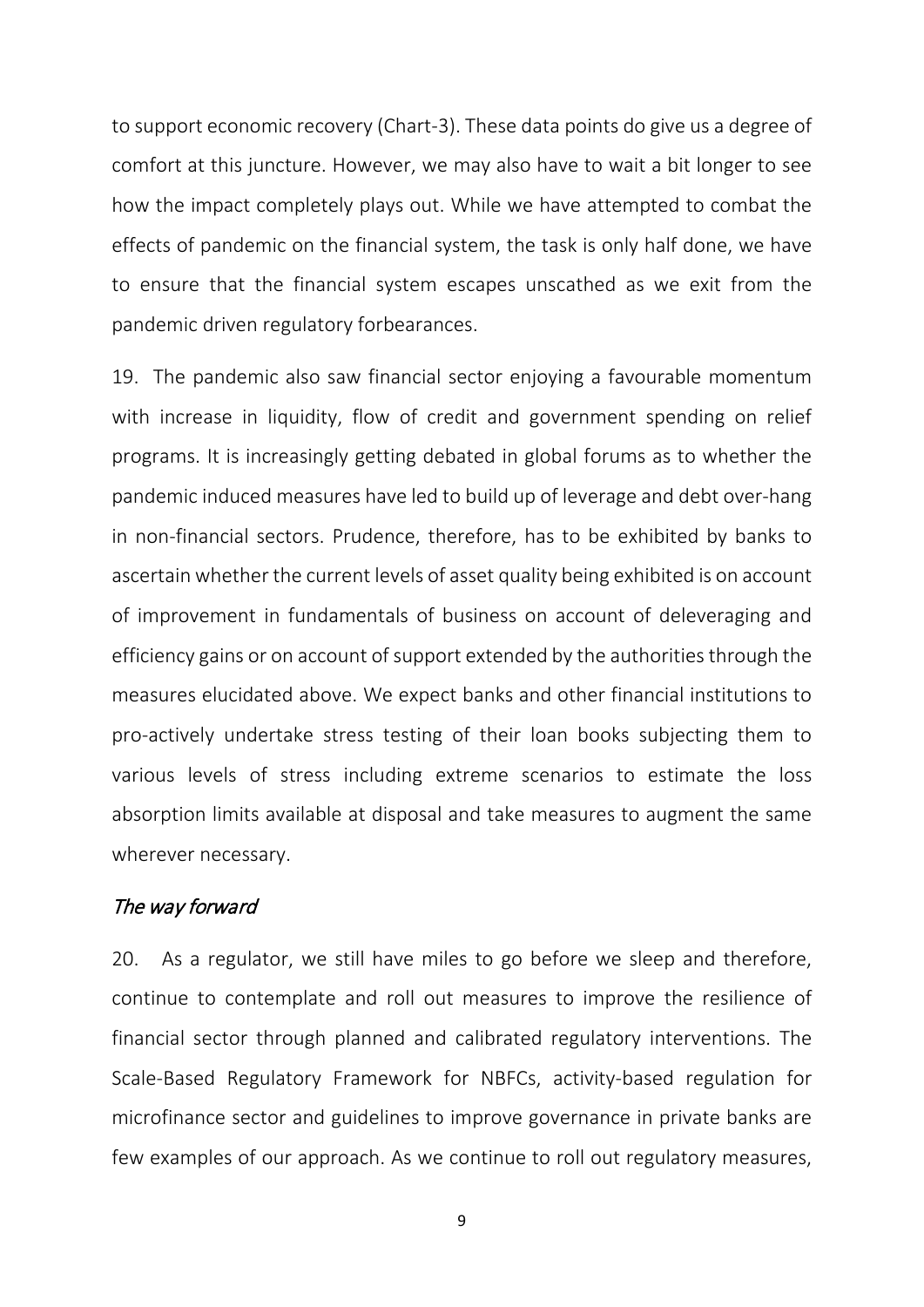to support economic recovery (Chart-3). These data points do give us a degree of comfort at this juncture. However, we may also have to wait a bit longer to see how the impact completely plays out. While we have attempted to combat the effects of pandemic on the financial system, the task is only half done, we have to ensure that the financial system escapes unscathed as we exit from the pandemic driven regulatory forbearances.

19. The pandemic also saw financial sector enjoying a favourable momentum with increase in liquidity, flow of credit and government spending on relief programs. It is increasingly getting debated in global forums as to whether the pandemic induced measures have led to build up of leverage and debt over-hang in non-financial sectors. Prudence, therefore, has to be exhibited by banks to ascertain whether the current levels of asset quality being exhibited is on account of improvement in fundamentals of business on account of deleveraging and efficiency gains or on account of support extended by the authorities through the measures elucidated above. We expect banks and other financial institutions to pro-actively undertake stress testing of their loan books subjecting them to various levels of stress including extreme scenarios to estimate the loss absorption limits available at disposal and take measures to augment the same wherever necessary.

*The way forward*

20. As a regulator, we still have miles to go before we sleep and therefore, continue to contemplate and roll out measures to improve the resilience of financial sector through planned and calibrated regulatory interventions. The Scale-Based Regulatory Framework for NBFCs, activity-based regulation for microfinance sector and guidelines to improve governance in private banks are few examples of our approach. As we continue to roll out regulatory measures,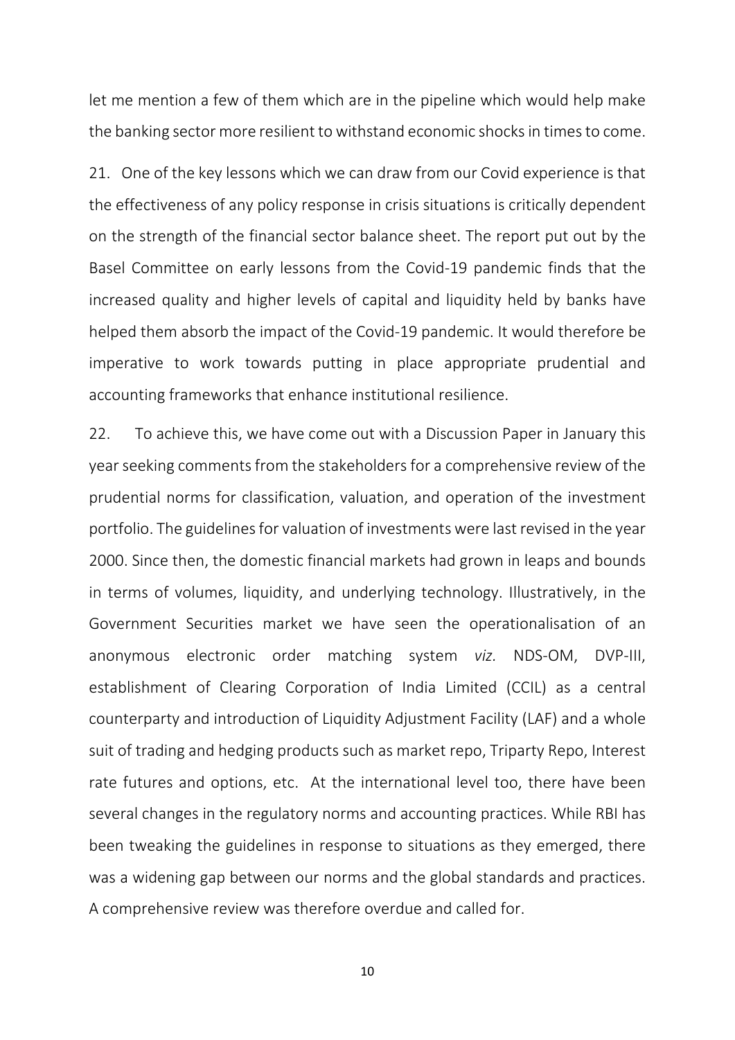let me mention a few of them which are in the pipeline which would help make the banking sector more resilient to withstand economic shocks in times to come.

21. One of the key lessons which we can draw from our Covid experience is that the effectiveness of any policy response in crisis situations is critically dependent on the strength of the financial sector balance sheet. The report put out by the Basel Committee on early lessons from the Covid-19 pandemic finds that the increased quality and higher levels of capital and liquidity held by banks have helped them absorb the impact of the Covid-19 pandemic. It would therefore be imperative to work towards putting in place appropriate prudential and accounting frameworks that enhance institutional resilience.

22. To achieve this, we have come out with a Discussion Paper in January this year seeking comments from the stakeholders for a comprehensive review of the prudential norms for classification, valuation, and operation of the investment portfolio. The guidelines for valuation of investments were last revised in the year 2000. Since then, the domestic financial markets had grown in leaps and bounds in terms of volumes, liquidity, and underlying technology. Illustratively, in the Government Securities market we have seen the operationalisation of an anonymous electronic order matching system *viz.* NDS-OM, DVP-III, establishment of Clearing Corporation of India Limited (CCIL) as a central counterparty and introduction of Liquidity Adjustment Facility (LAF) and a whole suit of trading and hedging products such as market repo, Triparty Repo, Interest rate futures and options, etc. At the international level too, there have been several changes in the regulatory norms and accounting practices. While RBI has been tweaking the guidelines in response to situations as they emerged, there was a widening gap between our norms and the global standards and practices. A comprehensive review was therefore overdue and called for.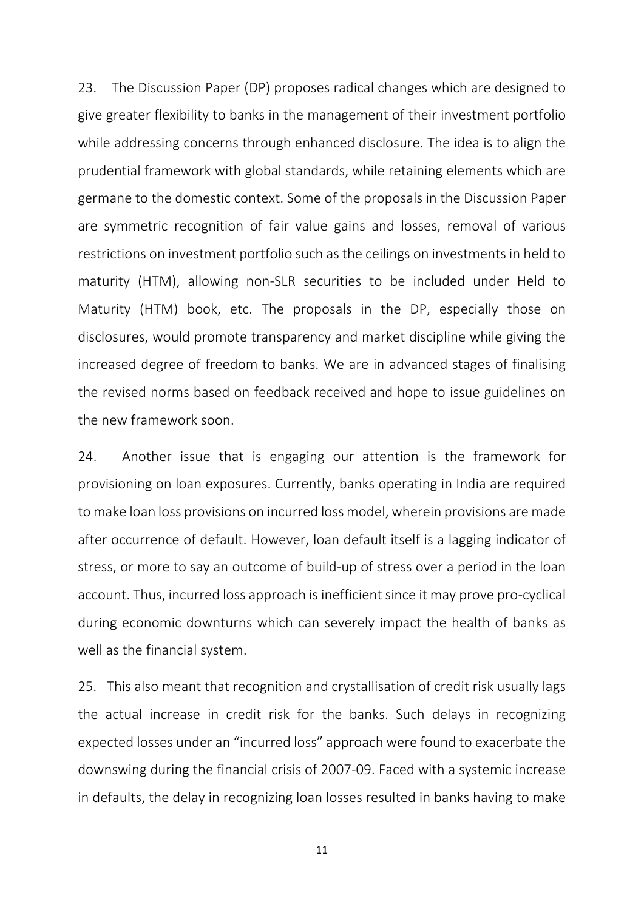23. The Discussion Paper (DP) proposes radical changes which are designed to give greater flexibility to banks in the management of their investment portfolio while addressing concerns through enhanced disclosure. The idea is to align the prudential framework with global standards, while retaining elements which are germane to the domestic context. Some of the proposals in the Discussion Paper are symmetric recognition of fair value gains and losses, removal of various restrictions on investment portfolio such as the ceilings on investments in held to maturity (HTM), allowing non-SLR securities to be included under Held to Maturity (HTM) book, etc. The proposals in the DP, especially those on disclosures, would promote transparency and market discipline while giving the increased degree of freedom to banks. We are in advanced stages of finalising the revised norms based on feedback received and hope to issue guidelines on the new framework soon.

24. Another issue that is engaging our attention is the framework for provisioning on loan exposures. Currently, banks operating in India are required to make loan loss provisions on incurred loss model, wherein provisions are made after occurrence of default. However, loan default itself is a lagging indicator of stress, or more to say an outcome of build-up of stress over a period in the loan account. Thus, incurred loss approach is inefficient since it may prove pro-cyclical during economic downturns which can severely impact the health of banks as well as the financial system.

25. This also meant that recognition and crystallisation of credit risk usually lags the actual increase in credit risk for the banks. Such delays in recognizing expected losses under an "incurred loss" approach were found to exacerbate the downswing during the financial crisis of 2007-09. Faced with a systemic increase in defaults, the delay in recognizing loan losses resulted in banks having to make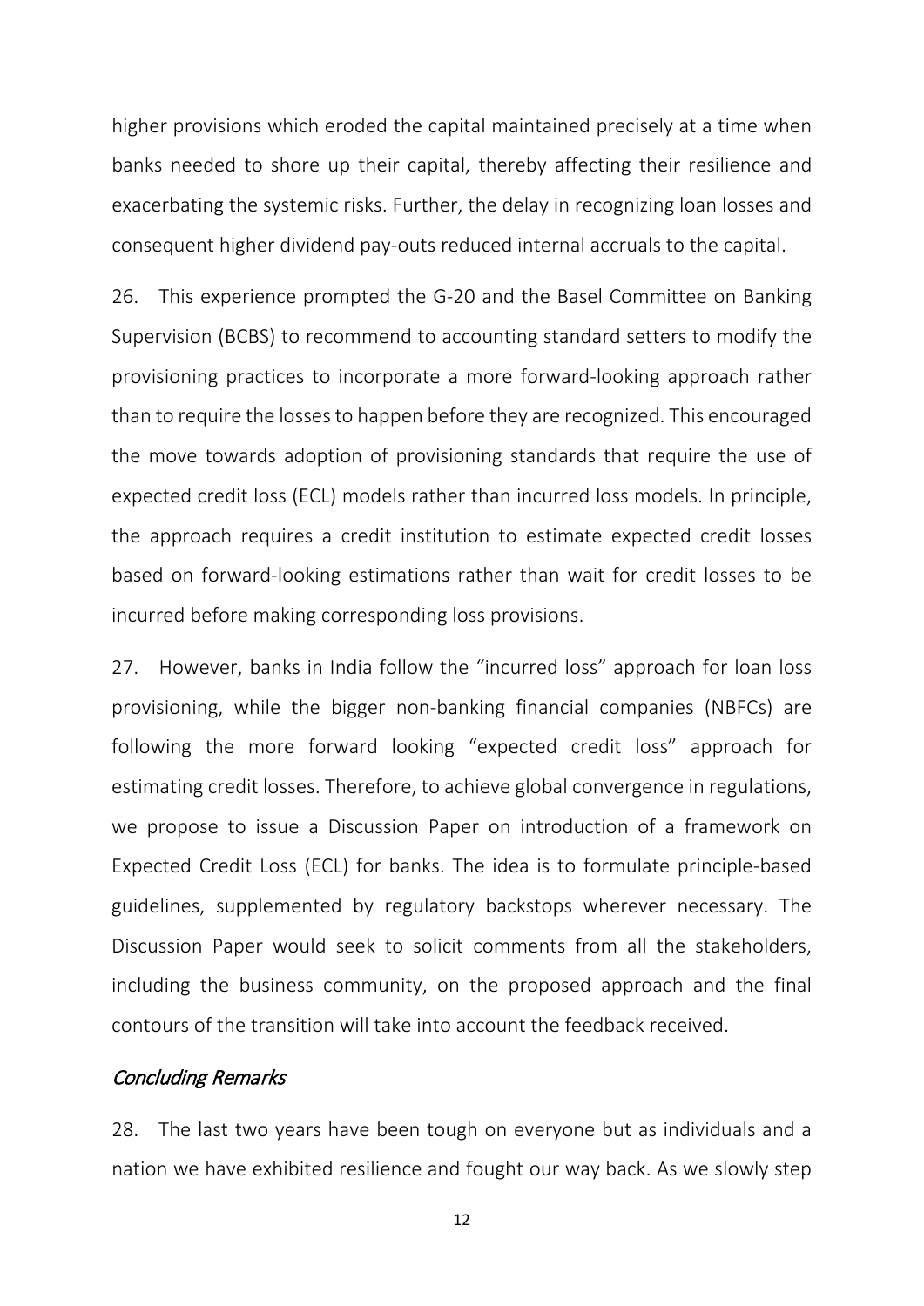higher provisions which eroded the capital maintained precisely at a time when banks needed to shore up their capital, thereby affecting their resilience and exacerbating the systemic risks. Further, the delay in recognizing loan losses and consequent higher dividend pay-outs reduced internal accruals to the capital.

26. This experience prompted the G-20 and the Basel Committee on Banking Supervision (BCBS) to recommend to accounting standard setters to modify the provisioning practices to incorporate a more forward-looking approach rather than to require the losses to happen before they are recognized. This encouraged the move towards adoption of provisioning standards that require the use of expected credit loss (ECL) models rather than incurred loss models. In principle, the approach requires a credit institution to estimate expected credit losses based on forward-looking estimations rather than wait for credit losses to be incurred before making corresponding loss provisions.

27. However, banks in India follow the "incurred loss" approach for loan loss provisioning, while the bigger non-banking financial companies (NBFCs) are following the more forward looking "expected credit loss" approach for estimating credit losses. Therefore, to achieve global convergence in regulations, we propose to issue a Discussion Paper on introduction of a framework on Expected Credit Loss (ECL) for banks. The idea is to formulate principle-based guidelines, supplemented by regulatory backstops wherever necessary. The Discussion Paper would seek to solicit comments from all the stakeholders, including the business community, on the proposed approach and the final contours of the transition will take into account the feedback received.

### *Concluding Remarks*

28. The last two years have been tough on everyone but as individuals and a nation we have exhibited resilience and fought our way back. As we slowly step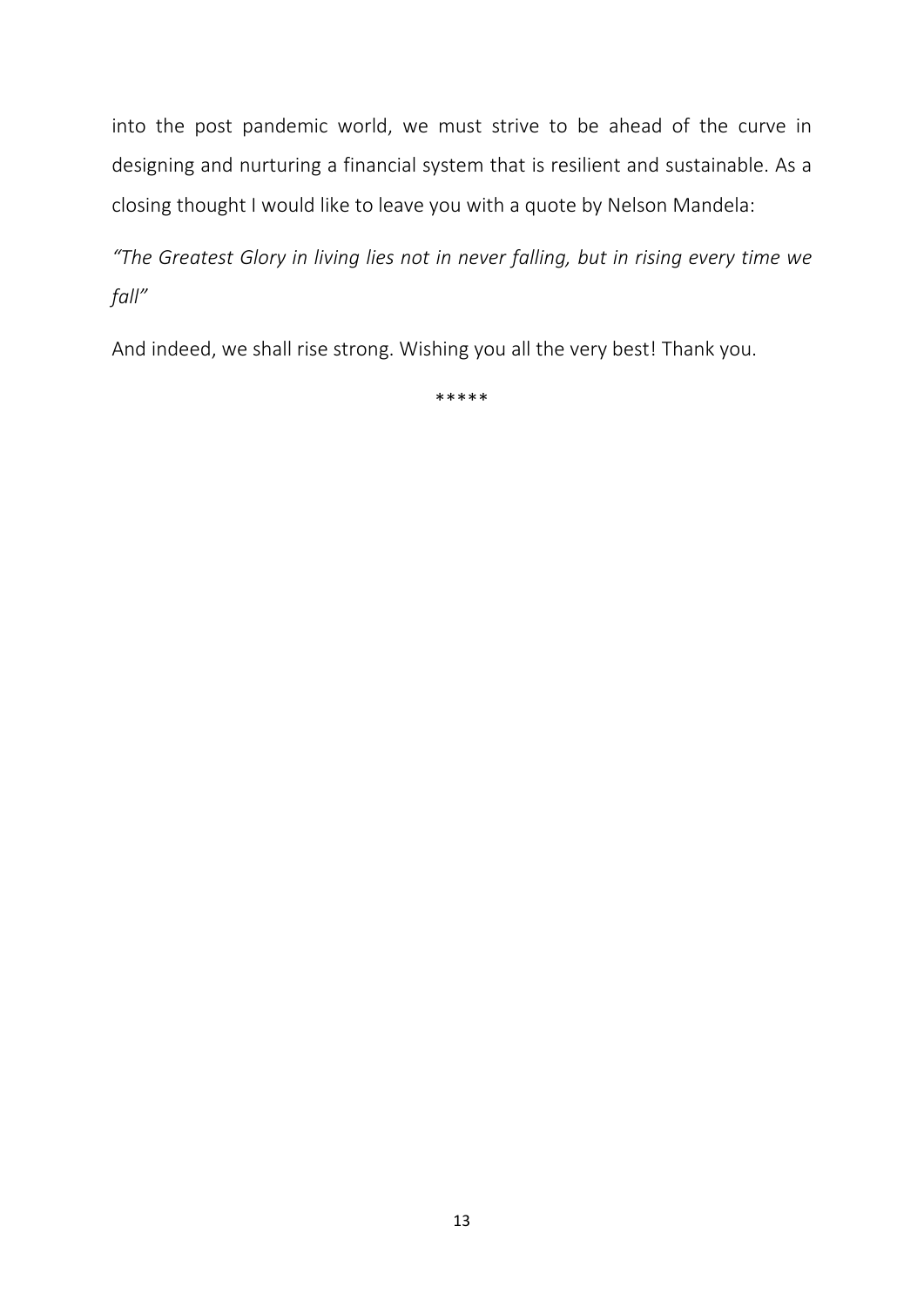into the post pandemic world, we must strive to be ahead of the curve in designing and nurturing a financial system that is resilient and sustainable. As a closing thought I would like to leave you with a quote by Nelson Mandela:

*"The Greatest Glory in living lies not in never falling, but in rising every time we fall"*

And indeed, we shall rise strong. Wishing you all the very best! Thank you.

*****